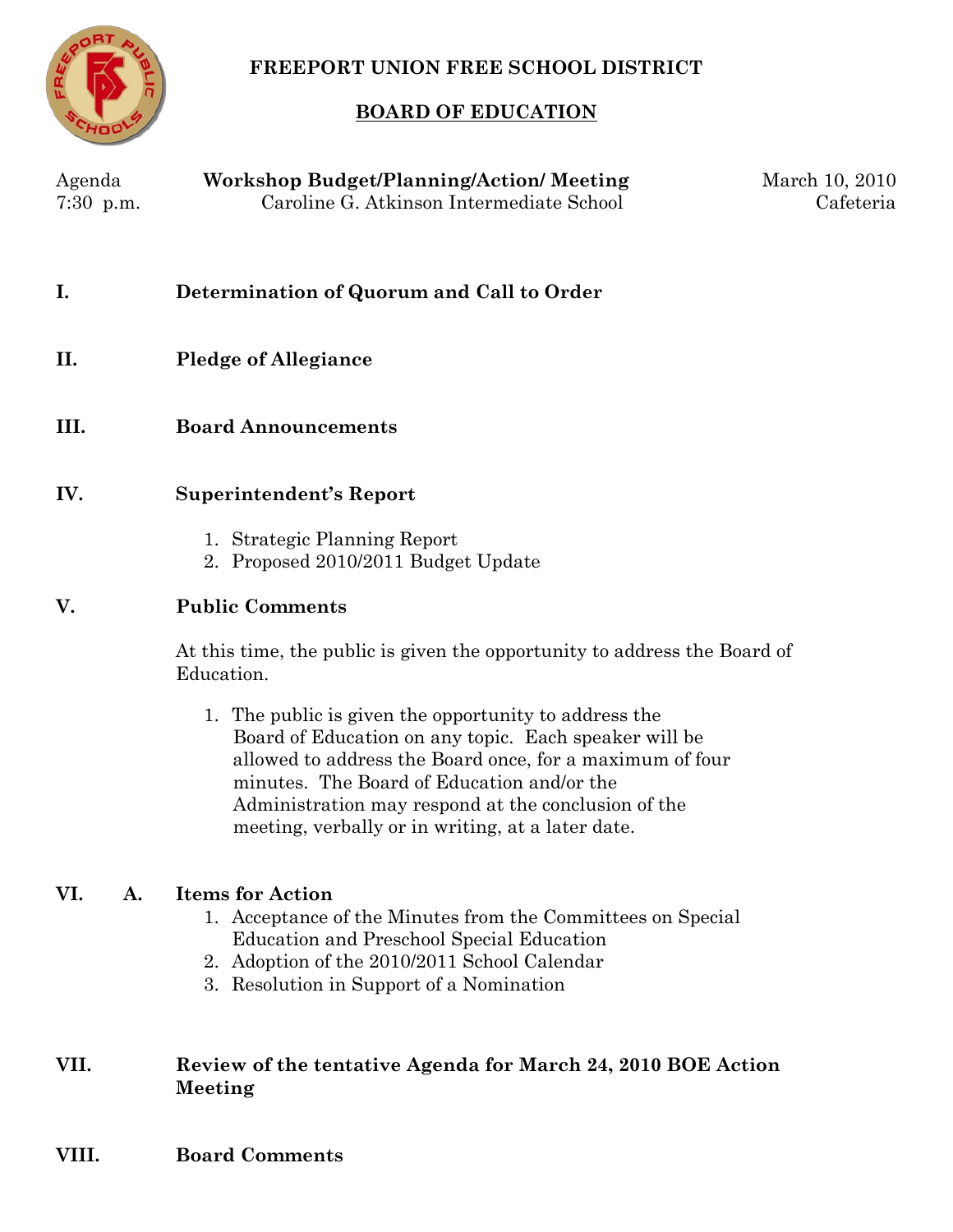# FREEPORT UNION FREE SCHOOL DISTRICT

## BOARD OF EDUCATION

Agenda — **Workshop Budget/Planning/Action/ Meeting** — March 10, 2010
7:30 p.m. — Caroline G. Atkinson Intermediate School — Cafeteria

**I. Determination of Quorum and Call to Order**

**II. Pledge of Allegiance**

**III. Board Announcements**

**IV. Superintendent's Report**

1. Strategic Planning Report
2. Proposed 2010/2011 Budget Update

**V. Public Comments**

At this time, the public is given the opportunity to address the Board of Education.

1. The public is given the opportunity to address the Board of Education on any topic. Each speaker will be allowed to address the Board once, for a maximum of four minutes. The Board of Education and/or the Administration may respond at the conclusion of the meeting, verbally or in writing, at a later date.

**VI. A. Items for Action**

1. Acceptance of the Minutes from the Committees on Special Education and Preschool Special Education
2. Adoption of the 2010/2011 School Calendar
3. Resolution in Support of a Nomination

**VII. Review of the tentative Agenda for March 24, 2010 BOE Action Meeting**

**VIII. Board Comments**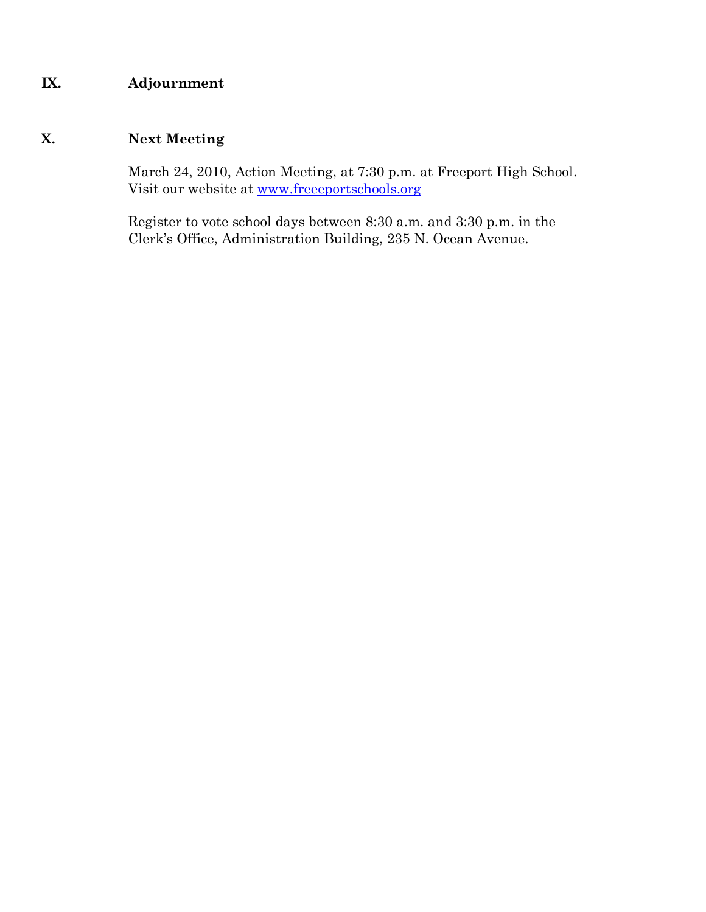## IX. Adjournment

## X. Next Meeting

March 24, 2010, Action Meeting, at 7:30 p.m. at Freeport High School.
Visit our website at [www.freeeportschools.org](http://www.freeeportschools.org)

Register to vote school days between 8:30 a.m. and 3:30 p.m. in the Clerk's Office, Administration Building, 235 N. Ocean Avenue.